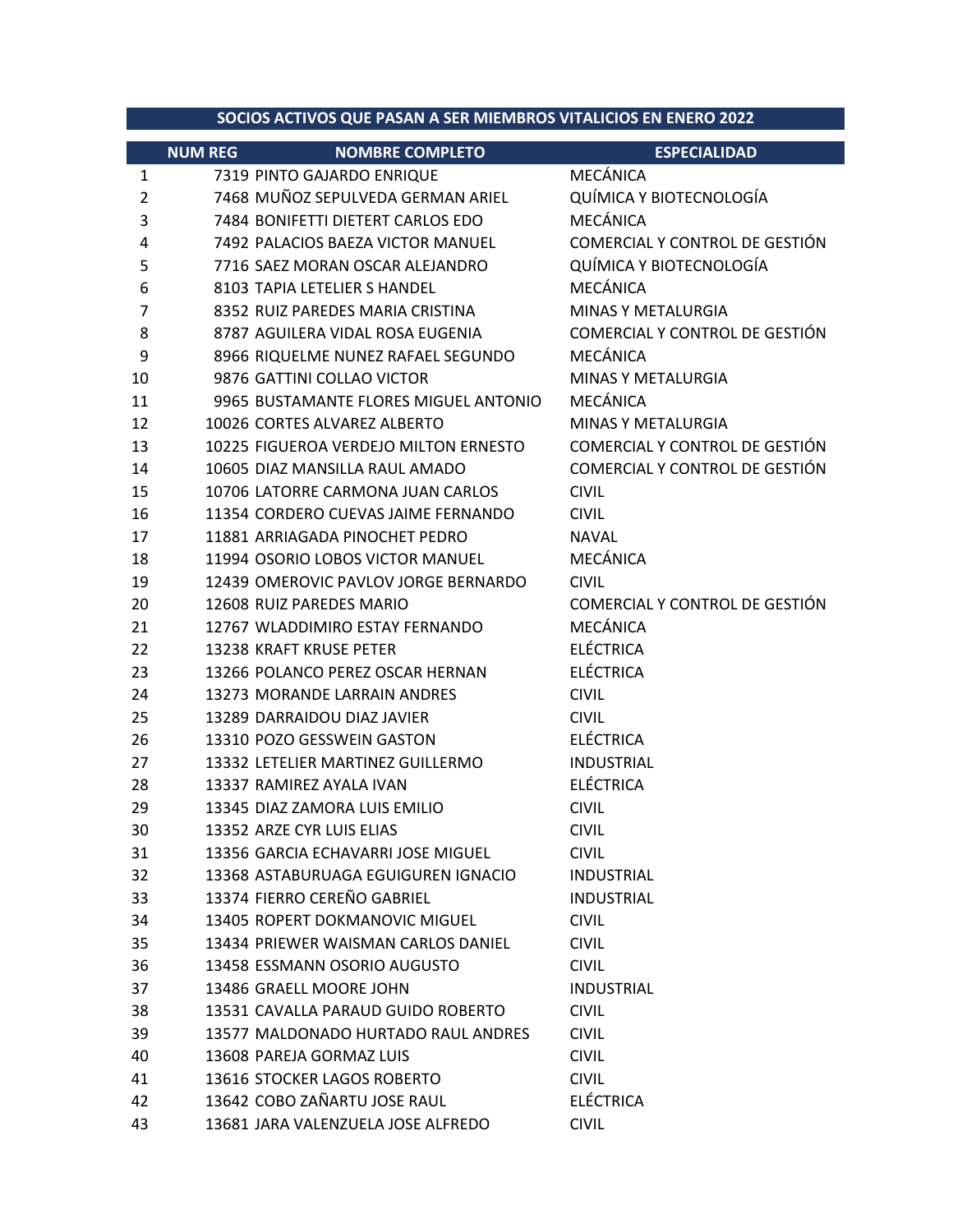## SOCIOS ACTIVOS QUE PASAN A SER MIEMBROS VITALICIOS EN ENERO 2022

| | NUM REG | NOMBRE COMPLETO | ESPECIALIDAD |
|---|---|---|---|
| 1 | 7319 | PINTO GAJARDO ENRIQUE | MECÁNICA |
| 2 | 7468 | MUÑOZ SEPULVEDA GERMAN ARIEL | QUÍMICA Y BIOTECNOLOGÍA |
| 3 | 7484 | BONIFETTI DIETERT CARLOS EDO | MECÁNICA |
| 4 | 7492 | PALACIOS BAEZA VICTOR MANUEL | COMERCIAL Y CONTROL DE GESTIÓN |
| 5 | 7716 | SAEZ MORAN OSCAR ALEJANDRO | QUÍMICA Y BIOTECNOLOGÍA |
| 6 | 8103 | TAPIA LETELIER S HANDEL | MECÁNICA |
| 7 | 8352 | RUIZ PAREDES MARIA CRISTINA | MINAS Y METALURGIA |
| 8 | 8787 | AGUILERA VIDAL ROSA EUGENIA | COMERCIAL Y CONTROL DE GESTIÓN |
| 9 | 8966 | RIQUELME NUNEZ RAFAEL SEGUNDO | MECÁNICA |
| 10 | 9876 | GATTINI COLLAO VICTOR | MINAS Y METALURGIA |
| 11 | 9965 | BUSTAMANTE FLORES MIGUEL ANTONIO | MECÁNICA |
| 12 | 10026 | CORTES ALVAREZ ALBERTO | MINAS Y METALURGIA |
| 13 | 10225 | FIGUEROA VERDEJO MILTON ERNESTO | COMERCIAL Y CONTROL DE GESTIÓN |
| 14 | 10605 | DIAZ MANSILLA RAUL AMADO | COMERCIAL Y CONTROL DE GESTIÓN |
| 15 | 10706 | LATORRE CARMONA JUAN CARLOS | CIVIL |
| 16 | 11354 | CORDERO CUEVAS JAIME FERNANDO | CIVIL |
| 17 | 11881 | ARRIAGADA PINOCHET PEDRO | NAVAL |
| 18 | 11994 | OSORIO LOBOS VICTOR MANUEL | MECÁNICA |
| 19 | 12439 | OMEROVIC PAVLOV JORGE BERNARDO | CIVIL |
| 20 | 12608 | RUIZ PAREDES MARIO | COMERCIAL Y CONTROL DE GESTIÓN |
| 21 | 12767 | WLADDIMIRO ESTAY FERNANDO | MECÁNICA |
| 22 | 13238 | KRAFT KRUSE PETER | ELÉCTRICA |
| 23 | 13266 | POLANCO PEREZ OSCAR HERNAN | ELÉCTRICA |
| 24 | 13273 | MORANDE LARRAIN ANDRES | CIVIL |
| 25 | 13289 | DARRAIDOU DIAZ JAVIER | CIVIL |
| 26 | 13310 | POZO GESSWEIN GASTON | ELÉCTRICA |
| 27 | 13332 | LETELIER MARTINEZ GUILLERMO | INDUSTRIAL |
| 28 | 13337 | RAMIREZ AYALA IVAN | ELÉCTRICA |
| 29 | 13345 | DIAZ ZAMORA LUIS EMILIO | CIVIL |
| 30 | 13352 | ARZE CYR LUIS ELIAS | CIVIL |
| 31 | 13356 | GARCIA ECHAVARRI JOSE MIGUEL | CIVIL |
| 32 | 13368 | ASTABURUAGA EGUIGUREN IGNACIO | INDUSTRIAL |
| 33 | 13374 | FIERRO CEREÑO GABRIEL | INDUSTRIAL |
| 34 | 13405 | ROPERT DOKMANOVIC MIGUEL | CIVIL |
| 35 | 13434 | PRIEWER WAISMAN CARLOS DANIEL | CIVIL |
| 36 | 13458 | ESSMANN OSORIO AUGUSTO | CIVIL |
| 37 | 13486 | GRAELL MOORE JOHN | INDUSTRIAL |
| 38 | 13531 | CAVALLA PARAUD GUIDO ROBERTO | CIVIL |
| 39 | 13577 | MALDONADO HURTADO RAUL ANDRES | CIVIL |
| 40 | 13608 | PAREJA GORMAZ LUIS | CIVIL |
| 41 | 13616 | STOCKER LAGOS ROBERTO | CIVIL |
| 42 | 13642 | COBO ZAÑARTU JOSE RAUL | ELÉCTRICA |
| 43 | 13681 | JARA VALENZUELA JOSE ALFREDO | CIVIL |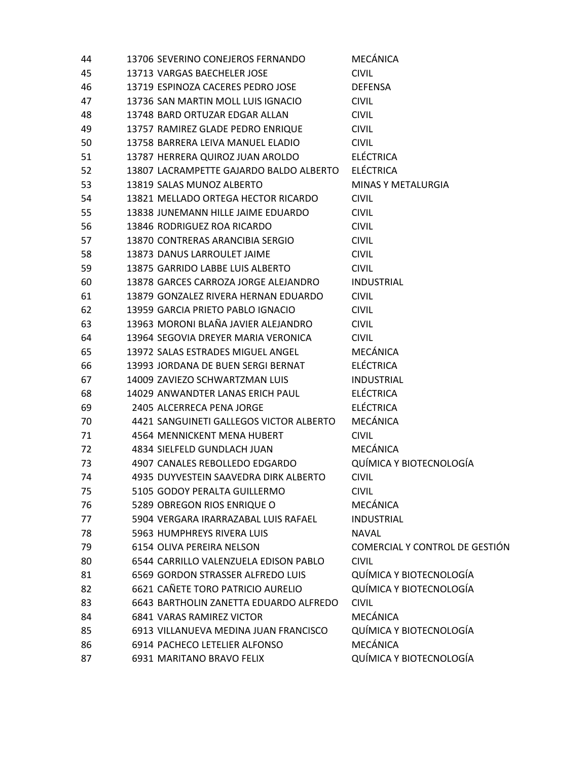| | | | |
|---|---|---|---|
| 44 | 13706 | SEVERINO CONEJEROS FERNANDO | MECÁNICA |
| 45 | 13713 | VARGAS BAECHELER JOSE | CIVIL |
| 46 | 13719 | ESPINOZA CACERES PEDRO JOSE | DEFENSA |
| 47 | 13736 | SAN MARTIN MOLL LUIS IGNACIO | CIVIL |
| 48 | 13748 | BARD ORTUZAR EDGAR ALLAN | CIVIL |
| 49 | 13757 | RAMIREZ GLADE PEDRO ENRIQUE | CIVIL |
| 50 | 13758 | BARRERA LEIVA MANUEL ELADIO | CIVIL |
| 51 | 13787 | HERRERA QUIROZ JUAN AROLDO | ELÉCTRICA |
| 52 | 13807 | LACRAMPETTE GAJARDO BALDO ALBERTO | ELÉCTRICA |
| 53 | 13819 | SALAS MUNOZ ALBERTO | MINAS Y METALURGIA |
| 54 | 13821 | MELLADO ORTEGA HECTOR RICARDO | CIVIL |
| 55 | 13838 | JUNEMANN HILLE JAIME EDUARDO | CIVIL |
| 56 | 13846 | RODRIGUEZ ROA RICARDO | CIVIL |
| 57 | 13870 | CONTRERAS ARANCIBIA SERGIO | CIVIL |
| 58 | 13873 | DANUS LARROULET JAIME | CIVIL |
| 59 | 13875 | GARRIDO LABBE LUIS ALBERTO | CIVIL |
| 60 | 13878 | GARCES CARROZA JORGE ALEJANDRO | INDUSTRIAL |
| 61 | 13879 | GONZALEZ RIVERA HERNAN EDUARDO | CIVIL |
| 62 | 13959 | GARCIA PRIETO PABLO IGNACIO | CIVIL |
| 63 | 13963 | MORONI BLAÑA JAVIER ALEJANDRO | CIVIL |
| 64 | 13964 | SEGOVIA DREYER MARIA VERONICA | CIVIL |
| 65 | 13972 | SALAS ESTRADES MIGUEL ANGEL | MECÁNICA |
| 66 | 13993 | JORDANA DE BUEN SERGI BERNAT | ELÉCTRICA |
| 67 | 14009 | ZAVIEZO SCHWARTZMAN LUIS | INDUSTRIAL |
| 68 | 14029 | ANWANDTER LANAS ERICH PAUL | ELÉCTRICA |
| 69 | 2405 | ALCERRECA PENA JORGE | ELÉCTRICA |
| 70 | 4421 | SANGUINETI GALLEGOS VICTOR ALBERTO | MECÁNICA |
| 71 | 4564 | MENNICKENT MENA HUBERT | CIVIL |
| 72 | 4834 | SIELFELD GUNDLACH JUAN | MECÁNICA |
| 73 | 4907 | CANALES REBOLLEDO EDGARDO | QUÍMICA Y BIOTECNOLOGÍA |
| 74 | 4935 | DUYVESTEIN SAAVEDRA DIRK ALBERTO | CIVIL |
| 75 | 5105 | GODOY PERALTA GUILLERMO | CIVIL |
| 76 | 5289 | OBREGON RIOS ENRIQUE O | MECÁNICA |
| 77 | 5904 | VERGARA IRARRAZABAL LUIS RAFAEL | INDUSTRIAL |
| 78 | 5963 | HUMPHREYS RIVERA LUIS | NAVAL |
| 79 | 6154 | OLIVA PEREIRA NELSON | COMERCIAL Y CONTROL DE GESTIÓN |
| 80 | 6544 | CARRILLO VALENZUELA EDISON PABLO | CIVIL |
| 81 | 6569 | GORDON STRASSER ALFREDO LUIS | QUÍMICA Y BIOTECNOLOGÍA |
| 82 | 6621 | CAÑETE TORO PATRICIO AURELIO | QUÍMICA Y BIOTECNOLOGÍA |
| 83 | 6643 | BARTHOLIN ZANETTA EDUARDO ALFREDO | CIVIL |
| 84 | 6841 | VARAS RAMIREZ VICTOR | MECÁNICA |
| 85 | 6913 | VILLANUEVA MEDINA JUAN FRANCISCO | QUÍMICA Y BIOTECNOLOGÍA |
| 86 | 6914 | PACHECO LETELIER ALFONSO | MECÁNICA |
| 87 | 6931 | MARITANO BRAVO FELIX | QUÍMICA Y BIOTECNOLOGÍA |